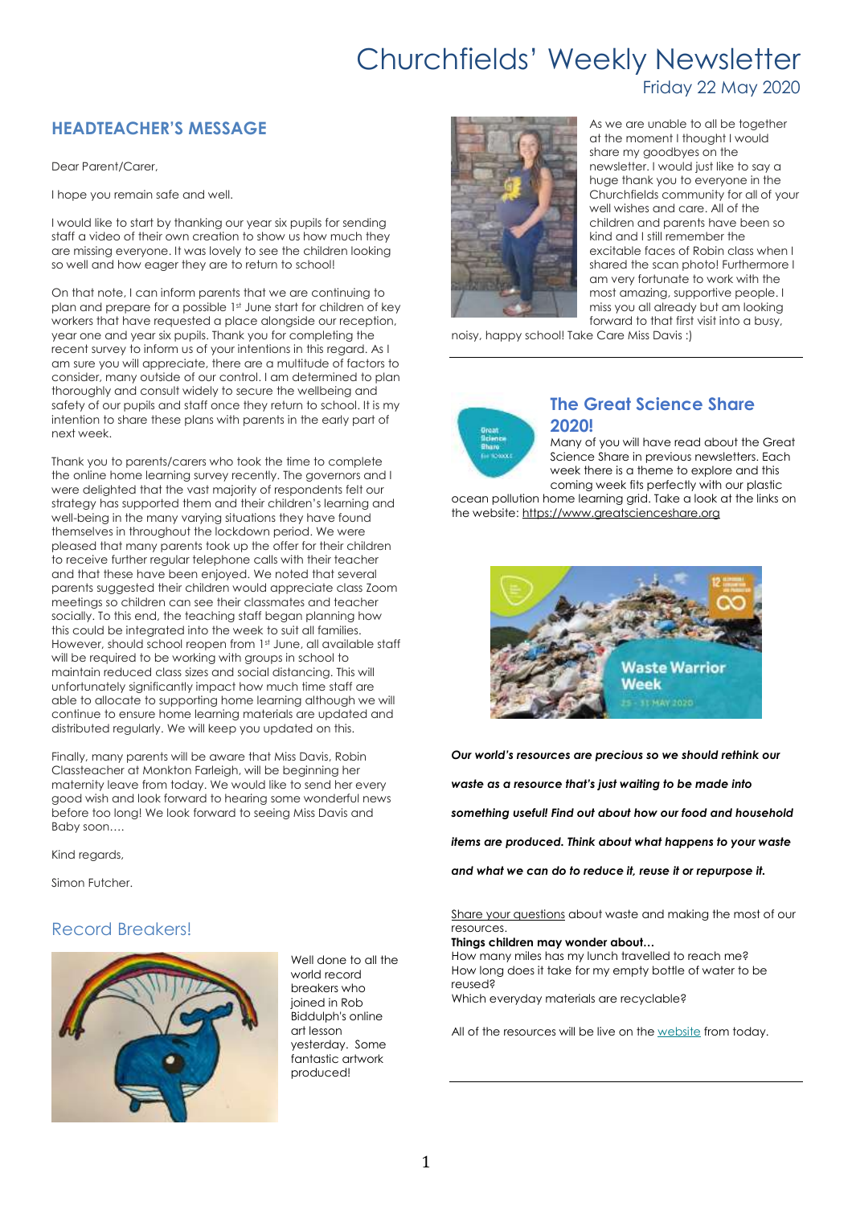# Churchfields' Weekly Newsletter

Friday 22 May 2020

## HEADTEACHER'S MESSAGE

Dear Parent/Carer,

I hope you remain safe and well.

I would like to start by thanking our year six pupils for sending staff a video of their own creation to show us how much they are missing everyone. It was lovely to see the children looking so well and how eager they are to return to school!

On that note, I can inform parents that we are continuing to plan and prepare for a possible 1st June start for children of key workers that have requested a place alongside our reception, year one and year six pupils. Thank you for completing the recent survey to inform us of your intentions in this regard. As I am sure you will appreciate, there are a multitude of factors to consider, many outside of our control. I am determined to plan thoroughly and consult widely to secure the wellbeing and safety of our pupils and staff once they return to school. It is my intention to share these plans with parents in the early part of next week.

Thank you to parents/carers who took the time to complete the online home learning survey recently. The governors and I were delighted that the vast majority of respondents felt our strategy has supported them and their children's learning and well-being in the many varying situations they have found themselves in throughout the lockdown period. We were pleased that many parents took up the offer for their children to receive further regular telephone calls with their teacher and that these have been enjoyed. We noted that several parents suggested their children would appreciate class Zoom meetings so children can see their classmates and teacher socially. To this end, the teaching staff began planning how this could be integrated into the week to suit all families. However, should school reopen from 1st June, all available staff will be required to be working with groups in school to maintain reduced class sizes and social distancing. This will unfortunately significantly impact how much time staff are able to allocate to supporting home learning although we will continue to ensure home learning materials are updated and distributed regularly. We will keep you updated on this.

Finally, many parents will be aware that Miss Davis, Robin Classteacher at Monkton Farleigh, will be beginning her maternity leave from today. We would like to send her every good wish and look forward to hearing some wonderful news before too long! We look forward to seeing Miss Davis and Baby soon….

Kind regards,

Simon Futcher.

## Record Breakers!

Well done to all the world record breakers who joined in Rob Biddulph's online art lesson yesterday. Some fantastic artwork produced!

As we are unable to all be together at the moment I thought I would share my goodbyes on the newsletter. I would just like to say a huge thank you to everyone in the Churchfields community for all of your well wishes and care. All of the children and parents have been so kind and I still remember the excitable faces of Robin class when I shared the scan photo! Furthermore I am very fortunate to work with the most amazing, supportive people. I miss you all already but am looking forward to that first visit into a busy, noisy, happy school! Take Care Miss Davis :)

## The Great Science Share 2020!

Many of you will have read about the Great Science Share in previous newsletters. Each week there is a theme to explore and this coming week fits perfectly with our plastic ocean pollution home learning grid. Take a look at the links on the website: https://www.greatscienceshare.org

***Our world's resources are precious so we should rethink our waste as a resource that's just waiting to be made into something useful! Find out about how our food and household items are produced. Think about what happens to your waste and what we can do to reduce it, reuse it or repurpose it.***

Share your questions about waste and making the most of our resources.

**Things children may wonder about…**

How many miles has my lunch travelled to reach me?
How long does it take for my empty bottle of water to be reused?
Which everyday materials are recyclable?

All of the resources will be live on the website from today.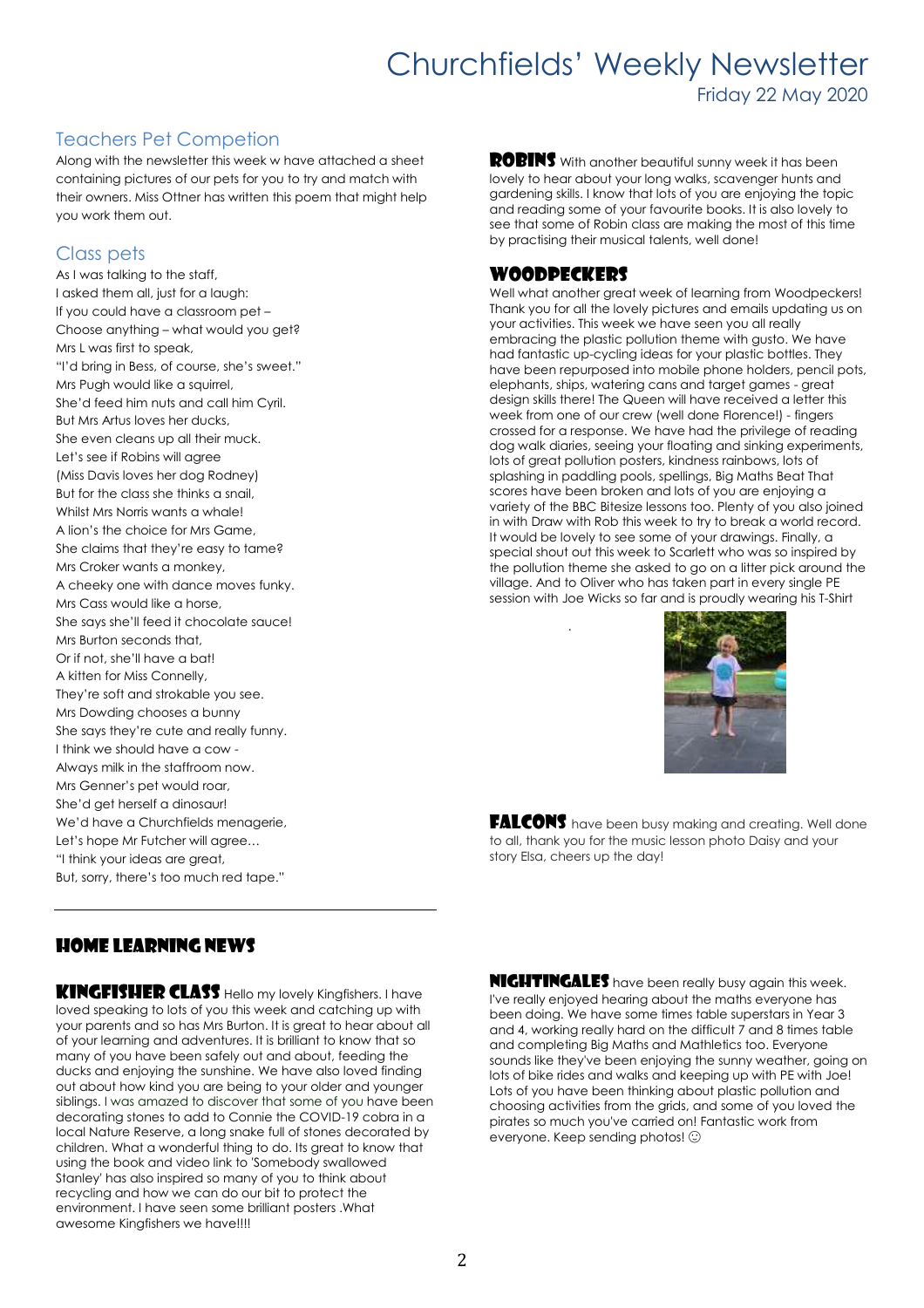# Churchfields' Weekly Newsletter

Friday 22 May 2020

## Teachers Pet Competion

Along with the newsletter this week w have attached a sheet containing pictures of our pets for you to try and match with their owners. Miss Ottner has written this poem that might help you work them out.

## Class pets

As I was talking to the staff,
I asked them all, just for a laugh:
If you could have a classroom pet –
Choose anything – what would you get?
Mrs L was first to speak,
"I'd bring in Bess, of course, she's sweet."
Mrs Pugh would like a squirrel,
She'd feed him nuts and call him Cyril.
But Mrs Artus loves her ducks,
She even cleans up all their muck.
Let's see if Robins will agree
(Miss Davis loves her dog Rodney)
But for the class she thinks a snail,
Whilst Mrs Norris wants a whale!
A lion's the choice for Mrs Game,
She claims that they're easy to tame?
Mrs Croker wants a monkey,
A cheeky one with dance moves funky.
Mrs Cass would like a horse,
She says she'll feed it chocolate sauce!
Mrs Burton seconds that,
Or if not, she'll have a bat!
A kitten for Miss Connelly,
They're soft and strokable you see.
Mrs Dowding chooses a bunny
She says they're cute and really funny.
I think we should have a cow -
Always milk in the staffroom now.
Mrs Genner's pet would roar,
She'd get herself a dinosaur!
We'd have a Churchfields menagerie,
Let's hope Mr Futcher will agree…
"I think your ideas are great,
But, sorry, there's too much red tape."

**ROBINS** With another beautiful sunny week it has been lovely to hear about your long walks, scavenger hunts and gardening skills. I know that lots of you are enjoying the topic and reading some of your favourite books. It is also lovely to see that some of Robin class are making the most of this time by practising their musical talents, well done!

**WOODPECKERS**

Well what another great week of learning from Woodpeckers! Thank you for all the lovely pictures and emails updating us on your activities. This week we have seen you all really embracing the plastic pollution theme with gusto. We have had fantastic up-cycling ideas for your plastic bottles. They have been repurposed into mobile phone holders, pencil pots, elephants, ships, watering cans and target games - great design skills there! The Queen will have received a letter this week from one of our crew (well done Florence!) - fingers crossed for a response. We have had the privilege of reading dog walk diaries, seeing your floating and sinking experiments, lots of great pollution posters, kindness rainbows, lots of splashing in paddling pools, spellings, Big Maths Beat That scores have been broken and lots of you are enjoying a variety of the BBC Bitesize lessons too. Plenty of you also joined in with Draw with Rob this week to try to break a world record. It would be lovely to see some of your drawings. Finally, a special shout out this week to Scarlett who was so inspired by the pollution theme she asked to go on a litter pick around the village. And to Oliver who has taken part in every single PE session with Joe Wicks so far and is proudly wearing his T-Shirt

**FALCONS** have been busy making and creating. Well done to all, thank you for the music lesson photo Daisy and your story Elsa, cheers up the day!

## HOME LEARNING NEWS

**KINGFISHER CLASS** Hello my lovely Kingfishers. I have loved speaking to lots of you this week and catching up with your parents and so has Mrs Burton. It is great to hear about all of your learning and adventures. It is brilliant to know that so many of you have been safely out and about, feeding the ducks and enjoying the sunshine. We have also loved finding out about how kind you are being to your older and younger siblings. I was amazed to discover that some of you have been decorating stones to add to Connie the COVID-19 cobra in a local Nature Reserve, a long snake full of stones decorated by children. What a wonderful thing to do. Its great to know that using the book and video link to 'Somebody swallowed Stanley' has also inspired so many of you to think about recycling and how we can do our bit to protect the environment. I have seen some brilliant posters .What awesome Kingfishers we have!!!!

**NIGHTINGALES** have been really busy again this week. I've really enjoyed hearing about the maths everyone has been doing. We have some times table superstars in Year 3 and 4, working really hard on the difficult 7 and 8 times table and completing Big Maths and Mathletics too. Everyone sounds like they've been enjoying the sunny weather, going on lots of bike rides and walks and keeping up with PE with Joe! Lots of you have been thinking about plastic pollution and choosing activities from the grids, and some of you loved the pirates so much you've carried on! Fantastic work from everyone. Keep sending photos! ☺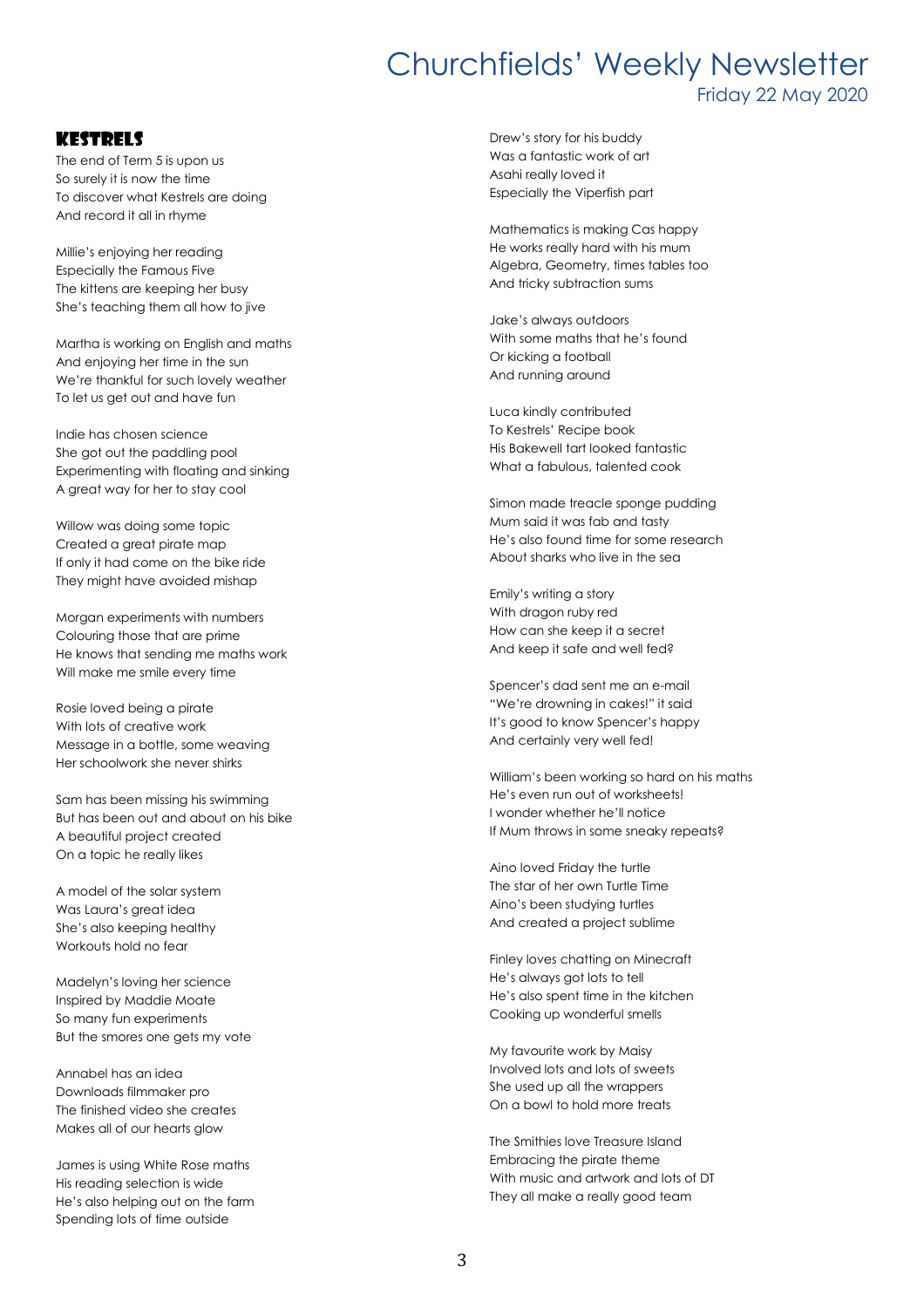## Kestrels

The end of Term 5 is upon us
So surely it is now the time
To discover what Kestrels are doing
And record it all in rhyme

Millie's enjoying her reading
Especially the Famous Five
The kittens are keeping her busy
She's teaching them all how to jive

Martha is working on English and maths
And enjoying her time in the sun
We're thankful for such lovely weather
To let us get out and have fun

Indie has chosen science
She got out the paddling pool
Experimenting with floating and sinking
A great way for her to stay cool

Willow was doing some topic
Created a great pirate map
If only it had come on the bike ride
They might have avoided mishap

Morgan experiments with numbers
Colouring those that are prime
He knows that sending me maths work
Will make me smile every time

Rosie loved being a pirate
With lots of creative work
Message in a bottle, some weaving
Her schoolwork she never shirks

Sam has been missing his swimming
But has been out and about on his bike
A beautiful project created
On a topic he really likes

A model of the solar system
Was Laura's great idea
She's also keeping healthy
Workouts hold no fear

Madelyn's loving her science
Inspired by Maddie Moate
So many fun experiments
But the smores one gets my vote

Annabel has an idea
Downloads filmmaker pro
The finished video she creates
Makes all of our hearts glow

James is using White Rose maths
His reading selection is wide
He's also helping out on the farm
Spending lots of time outside

Drew's story for his buddy
Was a fantastic work of art
Asahi really loved it
Especially the Viperfish part

Mathematics is making Cas happy
He works really hard with his mum
Algebra, Geometry, times tables too
And tricky subtraction sums

Jake's always outdoors
With some maths that he's found
Or kicking a football
And running around

Luca kindly contributed
To Kestrels' Recipe book
His Bakewell tart looked fantastic
What a fabulous, talented cook

Simon made treacle sponge pudding
Mum said it was fab and tasty
He's also found time for some research
About sharks who live in the sea

Emily's writing a story
With dragon ruby red
How can she keep it a secret
And keep it safe and well fed?

Spencer's dad sent me an e-mail
"We're drowning in cakes!" it said
It's good to know Spencer's happy
And certainly very well fed!

William's been working so hard on his maths
He's even run out of worksheets!
I wonder whether he'll notice
If Mum throws in some sneaky repeats?

Aino loved Friday the turtle
The star of her own Turtle Time
Aino's been studying turtles
And created a project sublime

Finley loves chatting on Minecraft
He's always got lots to tell
He's also spent time in the kitchen
Cooking up wonderful smells

My favourite work by Maisy
Involved lots and lots of sweets
She used up all the wrappers
On a bowl to hold more treats

The Smithies love Treasure Island
Embracing the pirate theme
With music and artwork and lots of DT
They all make a really good team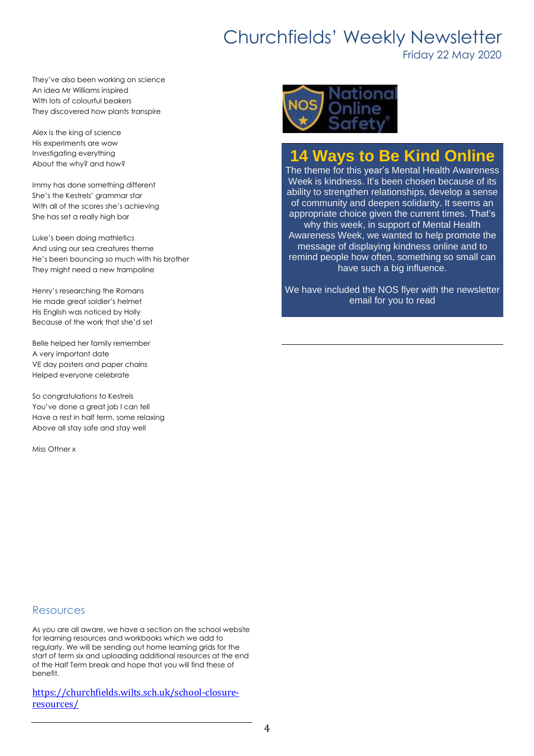They've also been working on science
An idea Mr Williams inspired
With lots of colourful beakers
They discovered how plants transpire

Alex is the king of science
His experiments are wow
Investigating everything
About the why? and how?

Immy has done something different
She's the Kestrels' grammar star
With all of the scores she's achieving
She has set a really high bar

Luke's been doing mathletics
And using our sea creatures theme
He's been bouncing so much with his brother
They might need a new trampoline

Henry's researching the Romans
He made great soldier's helmet
His English was noticed by Holly
Because of the work that she'd set

Belle helped her family remember
A very important date
VE day posters and paper chains
Helped everyone celebrate

So congratulations to Kestrels
You've done a great job I can tell
Have a rest in half term, some relaxing
Above all stay safe and stay well

Miss Ottner x

National Online Safety

## 14 Ways to Be Kind Online

The theme for this year's Mental Health Awareness Week is kindness. It's been chosen because of its ability to strengthen relationships, develop a sense of community and deepen solidarity. It seems an appropriate choice given the current times. That's why this week, in support of Mental Health Awareness Week, we wanted to help promote the message of displaying kindness online and to remind people how often, something so small can have such a big influence.

We have included the NOS flyer with the newsletter email for you to read

## Resources

As you are all aware, we have a section on the school website for learning resources and workbooks which we add to regularly. We will be sending out home learning grids for the start of term six and uploading additional resources at the end of the Half Term break and hope that you will find these of benefit.

https://churchfields.wilts.sch.uk/school-closure-resources/